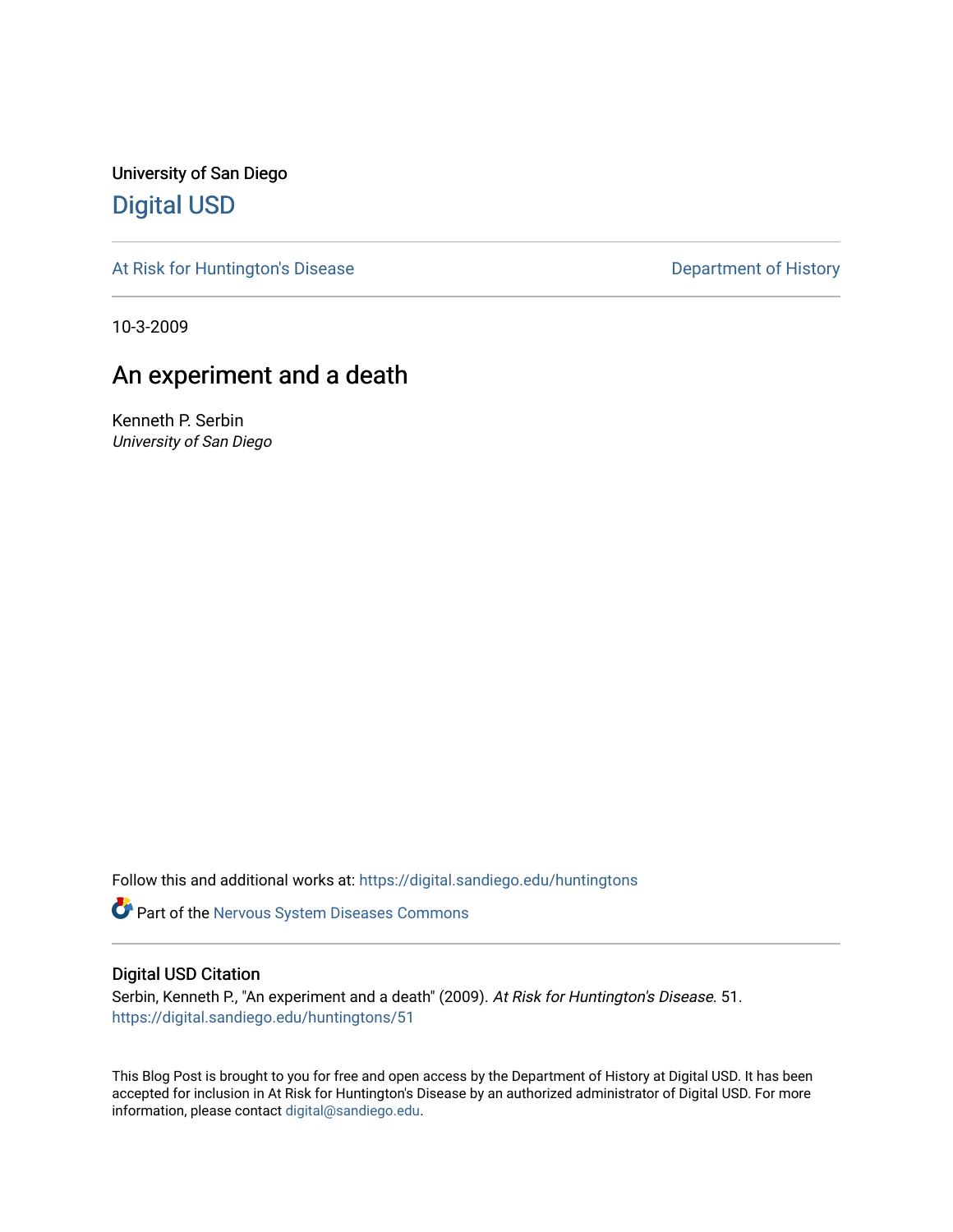University of San Diego

# Digital USD

At Risk for Huntington's Disease

Department of History

10-3-2009

## An experiment and a death

Kenneth P. Serbin
*University of San Diego*

Follow this and additional works at: https://digital.sandiego.edu/huntingtons

Part of the Nervous System Diseases Commons

### Digital USD Citation

Serbin, Kenneth P., "An experiment and a death" (2009). *At Risk for Huntington's Disease*. 51.
https://digital.sandiego.edu/huntingtons/51

This Blog Post is brought to you for free and open access by the Department of History at Digital USD. It has been accepted for inclusion in At Risk for Huntington's Disease by an authorized administrator of Digital USD. For more information, please contact digital@sandiego.edu.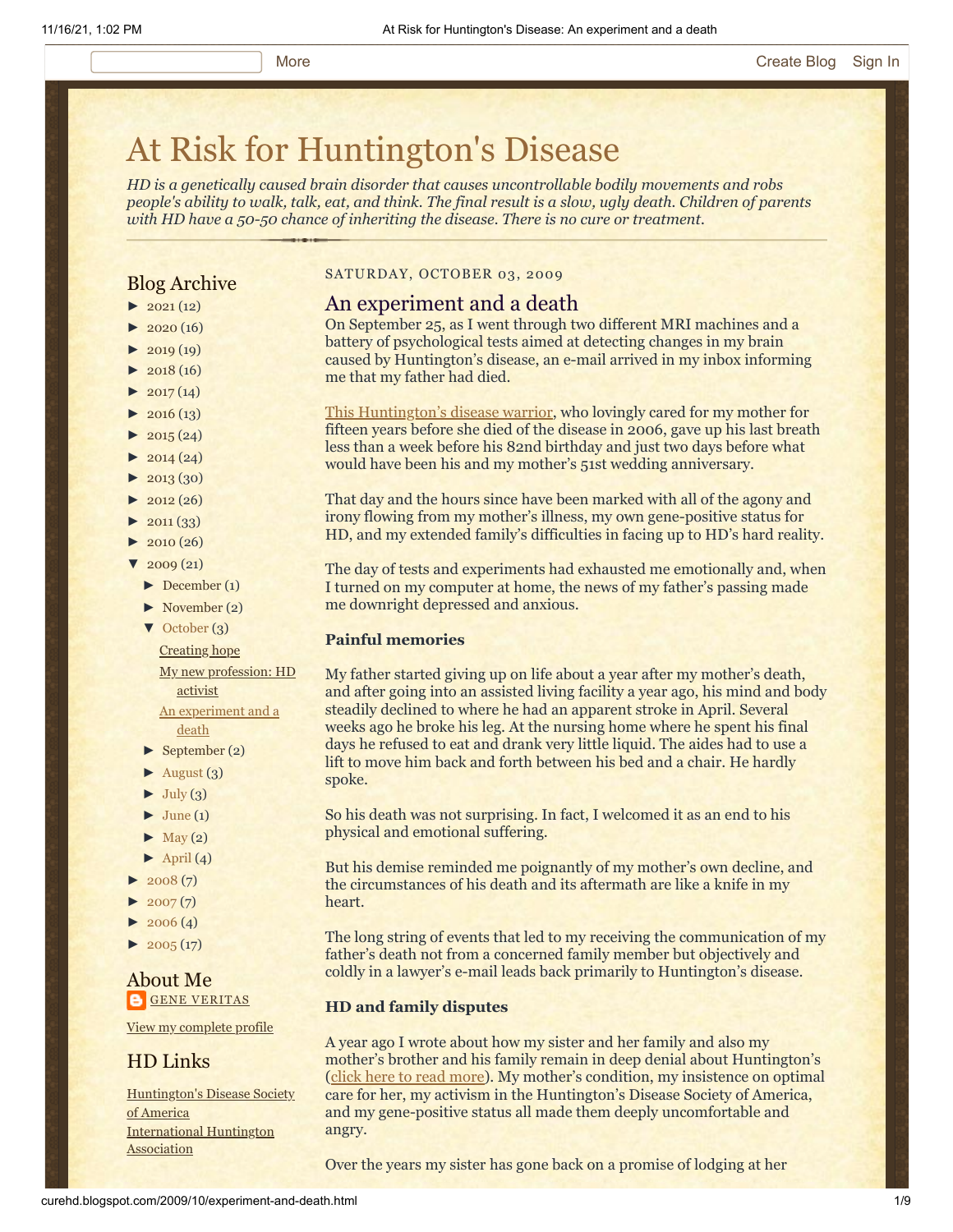More Create Blog Sign In

# At Risk for Huntington's Disease

*HD is a genetically caused brain disorder that causes uncontrollable bodily movements and robs people's ability to walk, talk, eat, and think. The final result is a slow, ugly death. Children of parents with HD have a 50-50 chance of inheriting the disease. There is no cure or treatment.*

## Blog Archive

- ► 2021 (12)
- ► 2020 (16)
- ► 2019 (19)
- ► 2018 (16)
- ► 2017 (14)
- ► 2016 (13)
- ► 2015 (24)
- ► 2014 (24)
- ► 2013 (30)
- ► 2012 (26)
- ► 2011 (33)
- ► 2010 (26)
- ▼ 2009 (21)
  - ► December (1)
  - ► November (2)
  - ▼ October (3)
    - Creating hope
    - My new profession: HD activist
    - An experiment and a death
  - ► September (2)
  - ► August (3)
  - ► July (3)
  - ► June (1)
  - ► May (2)
  - ► April (4)
- ► 2008 (7)
- ► 2007 (7)
- ► 2006 (4)
- ► 2005 (17)

## About Me

GENE VERITAS

View my complete profile

## HD Links

Huntington's Disease Society of America

International Huntington Association

SATURDAY, OCTOBER 03, 2009

## An experiment and a death

On September 25, as I went through two different MRI machines and a battery of psychological tests aimed at detecting changes in my brain caused by Huntington's disease, an e-mail arrived in my inbox informing me that my father had died.

This Huntington's disease warrior, who lovingly cared for my mother for fifteen years before she died of the disease in 2006, gave up his last breath less than a week before his 82nd birthday and just two days before what would have been his and my mother's 51st wedding anniversary.

That day and the hours since have been marked with all of the agony and irony flowing from my mother's illness, my own gene-positive status for HD, and my extended family's difficulties in facing up to HD's hard reality.

The day of tests and experiments had exhausted me emotionally and, when I turned on my computer at home, the news of my father's passing made me downright depressed and anxious.

**Painful memories**

My father started giving up on life about a year after my mother's death, and after going into an assisted living facility a year ago, his mind and body steadily declined to where he had an apparent stroke in April. Several weeks ago he broke his leg. At the nursing home where he spent his final days he refused to eat and drank very little liquid. The aides had to use a lift to move him back and forth between his bed and a chair. He hardly spoke.

So his death was not surprising. In fact, I welcomed it as an end to his physical and emotional suffering.

But his demise reminded me poignantly of my mother's own decline, and the circumstances of his death and its aftermath are like a knife in my heart.

The long string of events that led to my receiving the communication of my father's death not from a concerned family member but objectively and coldly in a lawyer's e-mail leads back primarily to Huntington's disease.

**HD and family disputes**

A year ago I wrote about how my sister and her family and also my mother's brother and his family remain in deep denial about Huntington's (click here to read more). My mother's condition, my insistence on optimal care for her, my activism in the Huntington's Disease Society of America, and my gene-positive status all made them deeply uncomfortable and angry.

Over the years my sister has gone back on a promise of lodging at her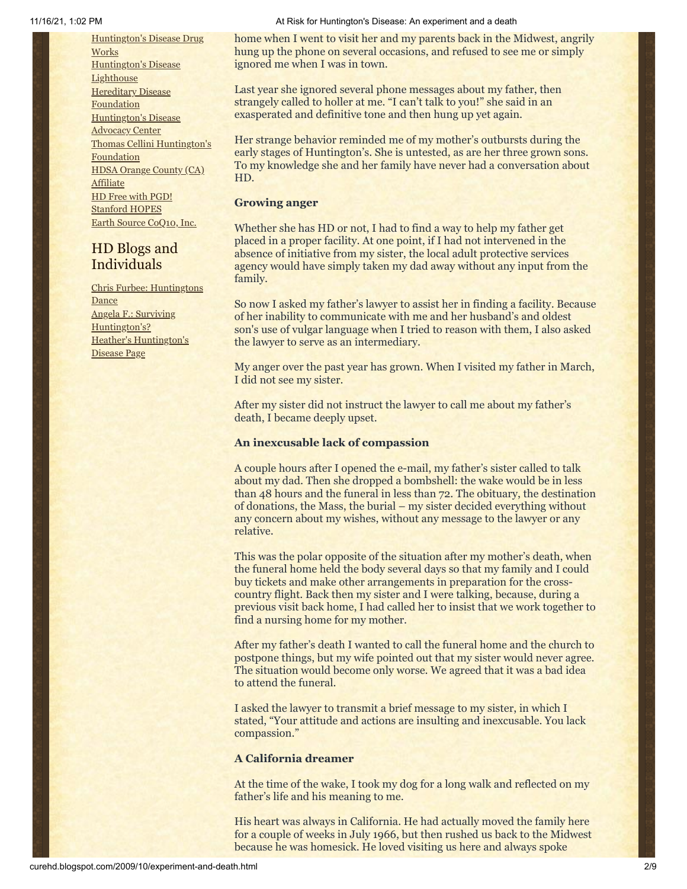[Huntington's Disease Drug Works](#)
[Huntington's Disease Lighthouse](#)
[Hereditary Disease Foundation](#)
[Huntington's Disease Advocacy Center](#)
[Thomas Cellini Huntington's Foundation](#)
[HDSA Orange County (CA) Affiliate](#)
[HD Free with PGD!](#)
[Stanford HOPES](#)
[Earth Source CoQ10, Inc.](#)

## HD Blogs and Individuals

[Chris Furbee: Huntingtons Dance](#)
[Angela F.: Surviving Huntington's?](#)
[Heather's Huntington's Disease Page](#)

home when I went to visit her and my parents back in the Midwest, angrily hung up the phone on several occasions, and refused to see me or simply ignored me when I was in town.

Last year she ignored several phone messages about my father, then strangely called to holler at me. "I can't talk to you!" she said in an exasperated and definitive tone and then hung up yet again.

Her strange behavior reminded me of my mother's outbursts during the early stages of Huntington's. She is untested, as are her three grown sons. To my knowledge she and her family have never had a conversation about HD.

**Growing anger**

Whether she has HD or not, I had to find a way to help my father get placed in a proper facility. At one point, if I had not intervened in the absence of initiative from my sister, the local adult protective services agency would have simply taken my dad away without any input from the family.

So now I asked my father's lawyer to assist her in finding a facility. Because of her inability to communicate with me and her husband's and oldest son's use of vulgar language when I tried to reason with them, I also asked the lawyer to serve as an intermediary.

My anger over the past year has grown. When I visited my father in March, I did not see my sister.

After my sister did not instruct the lawyer to call me about my father's death, I became deeply upset.

**An inexcusable lack of compassion**

A couple hours after I opened the e-mail, my father's sister called to talk about my dad. Then she dropped a bombshell: the wake would be in less than 48 hours and the funeral in less than 72. The obituary, the destination of donations, the Mass, the burial – my sister decided everything without any concern about my wishes, without any message to the lawyer or any relative.

This was the polar opposite of the situation after my mother's death, when the funeral home held the body several days so that my family and I could buy tickets and make other arrangements in preparation for the cross-country flight. Back then my sister and I were talking, because, during a previous visit back home, I had called her to insist that we work together to find a nursing home for my mother.

After my father's death I wanted to call the funeral home and the church to postpone things, but my wife pointed out that my sister would never agree. The situation would become only worse. We agreed that it was a bad idea to attend the funeral.

I asked the lawyer to transmit a brief message to my sister, in which I stated, "Your attitude and actions are insulting and inexcusable. You lack compassion."

**A California dreamer**

At the time of the wake, I took my dog for a long walk and reflected on my father's life and his meaning to me.

His heart was always in California. He had actually moved the family here for a couple of weeks in July 1966, but then rushed us back to the Midwest because he was homesick. He loved visiting us here and always spoke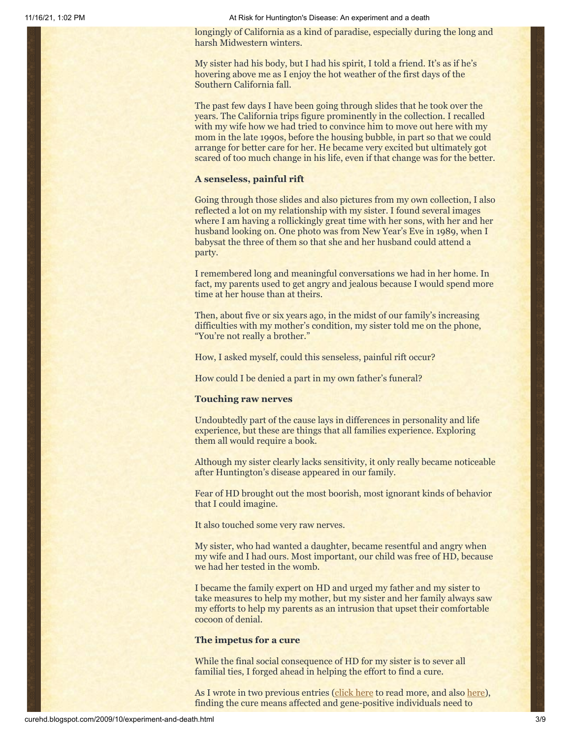longingly of California as a kind of paradise, especially during the long and harsh Midwestern winters.

My sister had his body, but I had his spirit, I told a friend. It's as if he's hovering above me as I enjoy the hot weather of the first days of the Southern California fall.

The past few days I have been going through slides that he took over the years. The California trips figure prominently in the collection. I recalled with my wife how we had tried to convince him to move out here with my mom in the late 1990s, before the housing bubble, in part so that we could arrange for better care for her. He became very excited but ultimately got scared of too much change in his life, even if that change was for the better.

### A senseless, painful rift

Going through those slides and also pictures from my own collection, I also reflected a lot on my relationship with my sister. I found several images where I am having a rollickingly great time with her sons, with her and her husband looking on. One photo was from New Year's Eve in 1989, when I babysat the three of them so that she and her husband could attend a party.

I remembered long and meaningful conversations we had in her home. In fact, my parents used to get angry and jealous because I would spend more time at her house than at theirs.

Then, about five or six years ago, in the midst of our family's increasing difficulties with my mother's condition, my sister told me on the phone, "You're not really a brother."

How, I asked myself, could this senseless, painful rift occur?

How could I be denied a part in my own father's funeral?

### Touching raw nerves

Undoubtedly part of the cause lays in differences in personality and life experience, but these are things that all families experience. Exploring them all would require a book.

Although my sister clearly lacks sensitivity, it only really became noticeable after Huntington's disease appeared in our family.

Fear of HD brought out the most boorish, most ignorant kinds of behavior that I could imagine.

It also touched some very raw nerves.

My sister, who had wanted a daughter, became resentful and angry when my wife and I had ours. Most important, our child was free of HD, because we had her tested in the womb.

I became the family expert on HD and urged my father and my sister to take measures to help my mother, but my sister and her family always saw my efforts to help my parents as an intrusion that upset their comfortable cocoon of denial.

### The impetus for a cure

While the final social consequence of HD for my sister is to sever all familial ties, I forged ahead in helping the effort to find a cure.

As I wrote in two previous entries (click here to read more, and also here), finding the cure means affected and gene-positive individuals need to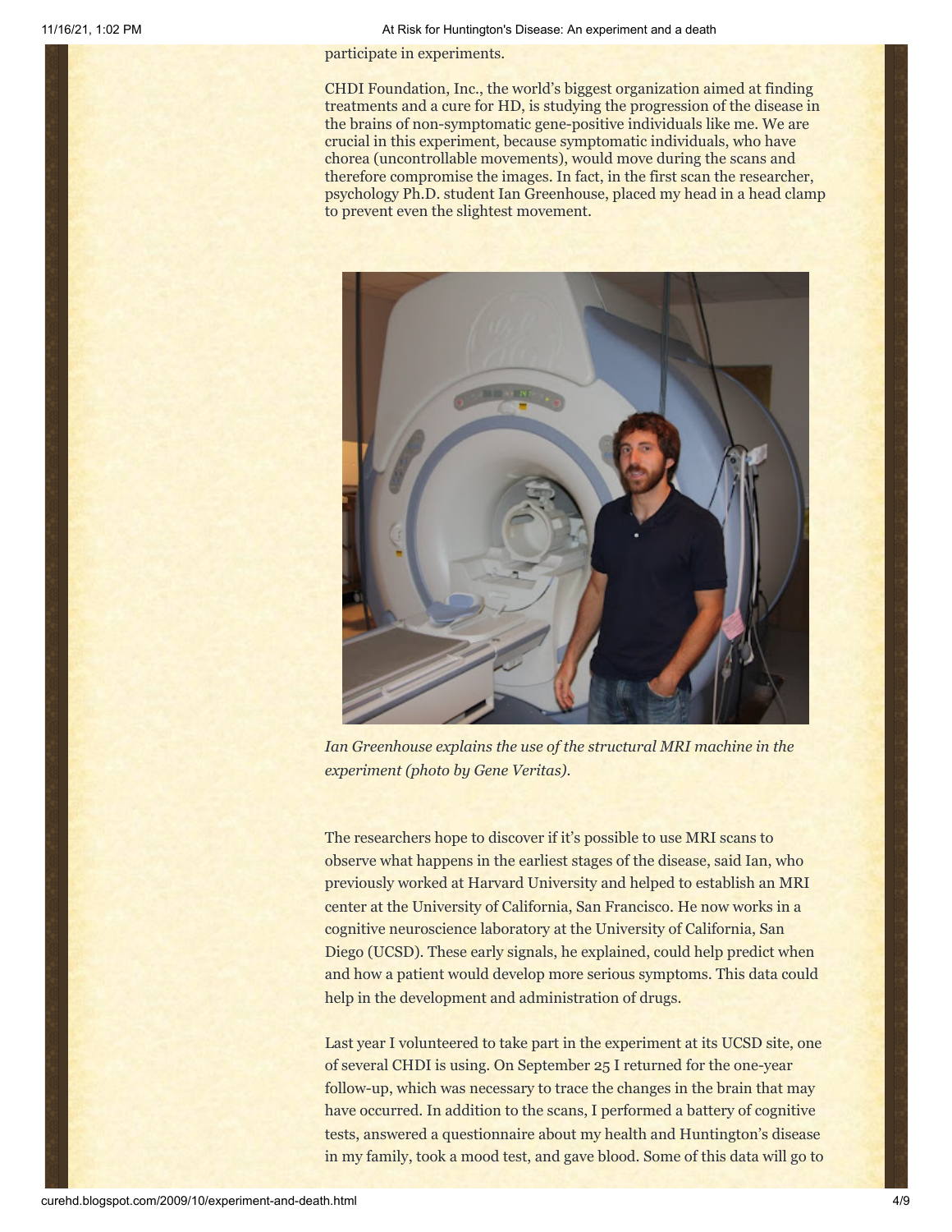participate in experiments.

CHDI Foundation, Inc., the world's biggest organization aimed at finding treatments and a cure for HD, is studying the progression of the disease in the brains of non-symptomatic gene-positive individuals like me. We are crucial in this experiment, because symptomatic individuals, who have chorea (uncontrollable movements), would move during the scans and therefore compromise the images. In fact, in the first scan the researcher, psychology Ph.D. student Ian Greenhouse, placed my head in a head clamp to prevent even the slightest movement.

*Ian Greenhouse explains the use of the structural MRI machine in the experiment (photo by Gene Veritas).*

The researchers hope to discover if it's possible to use MRI scans to observe what happens in the earliest stages of the disease, said Ian, who previously worked at Harvard University and helped to establish an MRI center at the University of California, San Francisco. He now works in a cognitive neuroscience laboratory at the University of California, San Diego (UCSD). These early signals, he explained, could help predict when and how a patient would develop more serious symptoms. This data could help in the development and administration of drugs.

Last year I volunteered to take part in the experiment at its UCSD site, one of several CHDI is using. On September 25 I returned for the one-year follow-up, which was necessary to trace the changes in the brain that may have occurred. In addition to the scans, I performed a battery of cognitive tests, answered a questionnaire about my health and Huntington's disease in my family, took a mood test, and gave blood. Some of this data will go to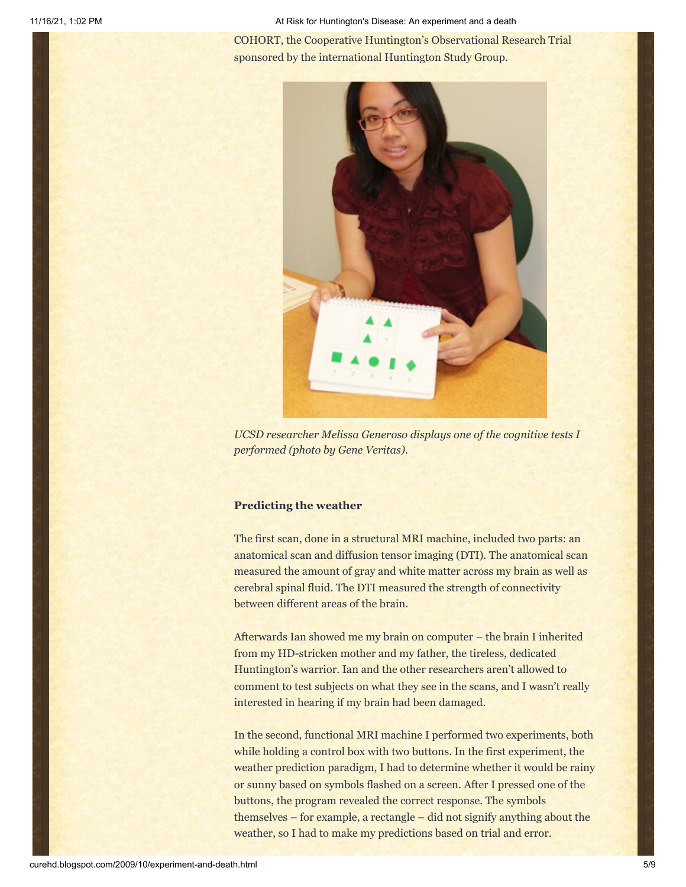COHORT, the Cooperative Huntington's Observational Research Trial sponsored by the international Huntington Study Group.

*UCSD researcher Melissa Generoso displays one of the cognitive tests I performed (photo by Gene Veritas).*

### Predicting the weather

The first scan, done in a structural MRI machine, included two parts: an anatomical scan and diffusion tensor imaging (DTI). The anatomical scan measured the amount of gray and white matter across my brain as well as cerebral spinal fluid. The DTI measured the strength of connectivity between different areas of the brain.

Afterwards Ian showed me my brain on computer – the brain I inherited from my HD-stricken mother and my father, the tireless, dedicated Huntington's warrior. Ian and the other researchers aren't allowed to comment to test subjects on what they see in the scans, and I wasn't really interested in hearing if my brain had been damaged.

In the second, functional MRI machine I performed two experiments, both while holding a control box with two buttons. In the first experiment, the weather prediction paradigm, I had to determine whether it would be rainy or sunny based on symbols flashed on a screen. After I pressed one of the buttons, the program revealed the correct response. The symbols themselves – for example, a rectangle – did not signify anything about the weather, so I had to make my predictions based on trial and error.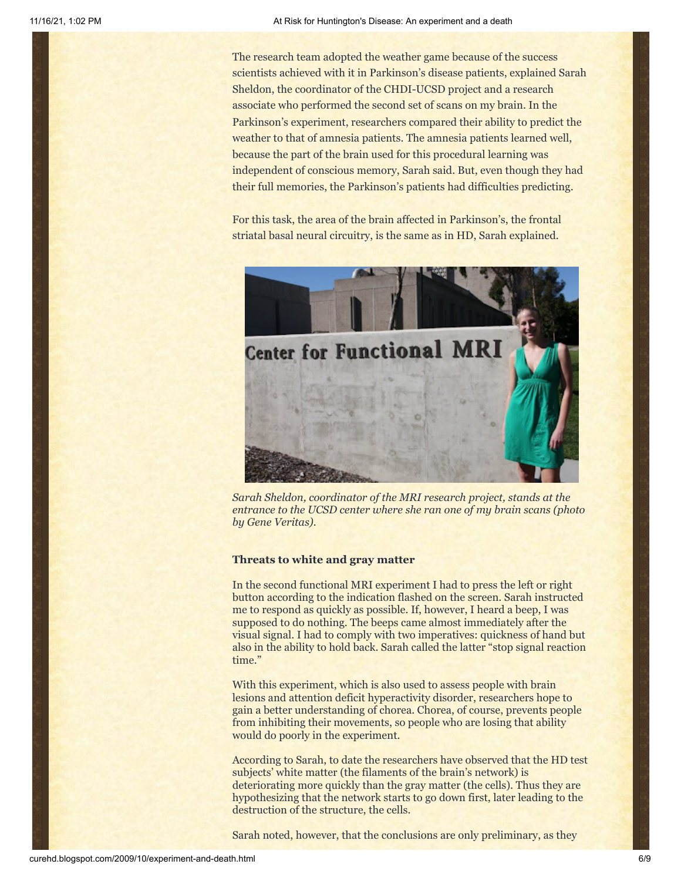The research team adopted the weather game because of the success scientists achieved with it in Parkinson's disease patients, explained Sarah Sheldon, the coordinator of the CHDI-UCSD project and a research associate who performed the second set of scans on my brain. In the Parkinson's experiment, researchers compared their ability to predict the weather to that of amnesia patients. The amnesia patients learned well, because the part of the brain used for this procedural learning was independent of conscious memory, Sarah said. But, even though they had their full memories, the Parkinson's patients had difficulties predicting.

For this task, the area of the brain affected in Parkinson's, the frontal striatal basal neural circuitry, is the same as in HD, Sarah explained.

*Sarah Sheldon, coordinator of the MRI research project, stands at the entrance to the UCSD center where she ran one of my brain scans (photo by Gene Veritas).*

**Threats to white and gray matter**

In the second functional MRI experiment I had to press the left or right button according to the indication flashed on the screen. Sarah instructed me to respond as quickly as possible. If, however, I heard a beep, I was supposed to do nothing. The beeps came almost immediately after the visual signal. I had to comply with two imperatives: quickness of hand but also in the ability to hold back. Sarah called the latter "stop signal reaction time."

With this experiment, which is also used to assess people with brain lesions and attention deficit hyperactivity disorder, researchers hope to gain a better understanding of chorea. Chorea, of course, prevents people from inhibiting their movements, so people who are losing that ability would do poorly in the experiment.

According to Sarah, to date the researchers have observed that the HD test subjects' white matter (the filaments of the brain's network) is deteriorating more quickly than the gray matter (the cells). Thus they are hypothesizing that the network starts to go down first, later leading to the destruction of the structure, the cells.

Sarah noted, however, that the conclusions are only preliminary, as they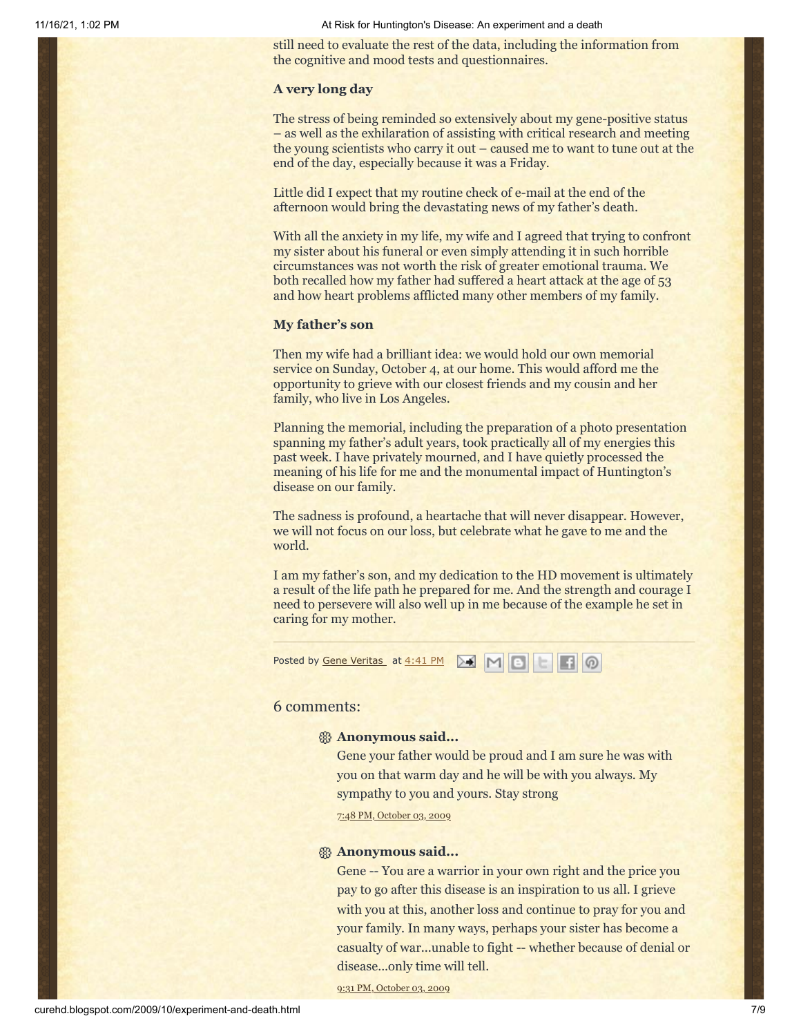still need to evaluate the rest of the data, including the information from the cognitive and mood tests and questionnaires.

**A very long day**

The stress of being reminded so extensively about my gene-positive status – as well as the exhilaration of assisting with critical research and meeting the young scientists who carry it out – caused me to want to tune out at the end of the day, especially because it was a Friday.

Little did I expect that my routine check of e-mail at the end of the afternoon would bring the devastating news of my father's death.

With all the anxiety in my life, my wife and I agreed that trying to confront my sister about his funeral or even simply attending it in such horrible circumstances was not worth the risk of greater emotional trauma. We both recalled how my father had suffered a heart attack at the age of 53 and how heart problems afflicted many other members of my family.

**My father's son**

Then my wife had a brilliant idea: we would hold our own memorial service on Sunday, October 4, at our home. This would afford me the opportunity to grieve with our closest friends and my cousin and her family, who live in Los Angeles.

Planning the memorial, including the preparation of a photo presentation spanning my father's adult years, took practically all of my energies this past week. I have privately mourned, and I have quietly processed the meaning of his life for me and the monumental impact of Huntington's disease on our family.

The sadness is profound, a heartache that will never disappear. However, we will not focus on our loss, but celebrate what he gave to me and the world.

I am my father's son, and my dedication to the HD movement is ultimately a result of the life path he prepared for me. And the strength and courage I need to persevere will also well up in me because of the example he set in caring for my mother.

Posted by Gene Veritas at 4:41 PM

## 6 comments:

**Anonymous said...**

Gene your father would be proud and I am sure he was with you on that warm day and he will be with you always. My sympathy to you and yours. Stay strong

7:48 PM, October 03, 2009

**Anonymous said...**

Gene -- You are a warrior in your own right and the price you pay to go after this disease is an inspiration to us all. I grieve with you at this, another loss and continue to pray for you and your family. In many ways, perhaps your sister has become a casualty of war...unable to fight -- whether because of denial or disease...only time will tell.

9:31 PM, October 03, 2009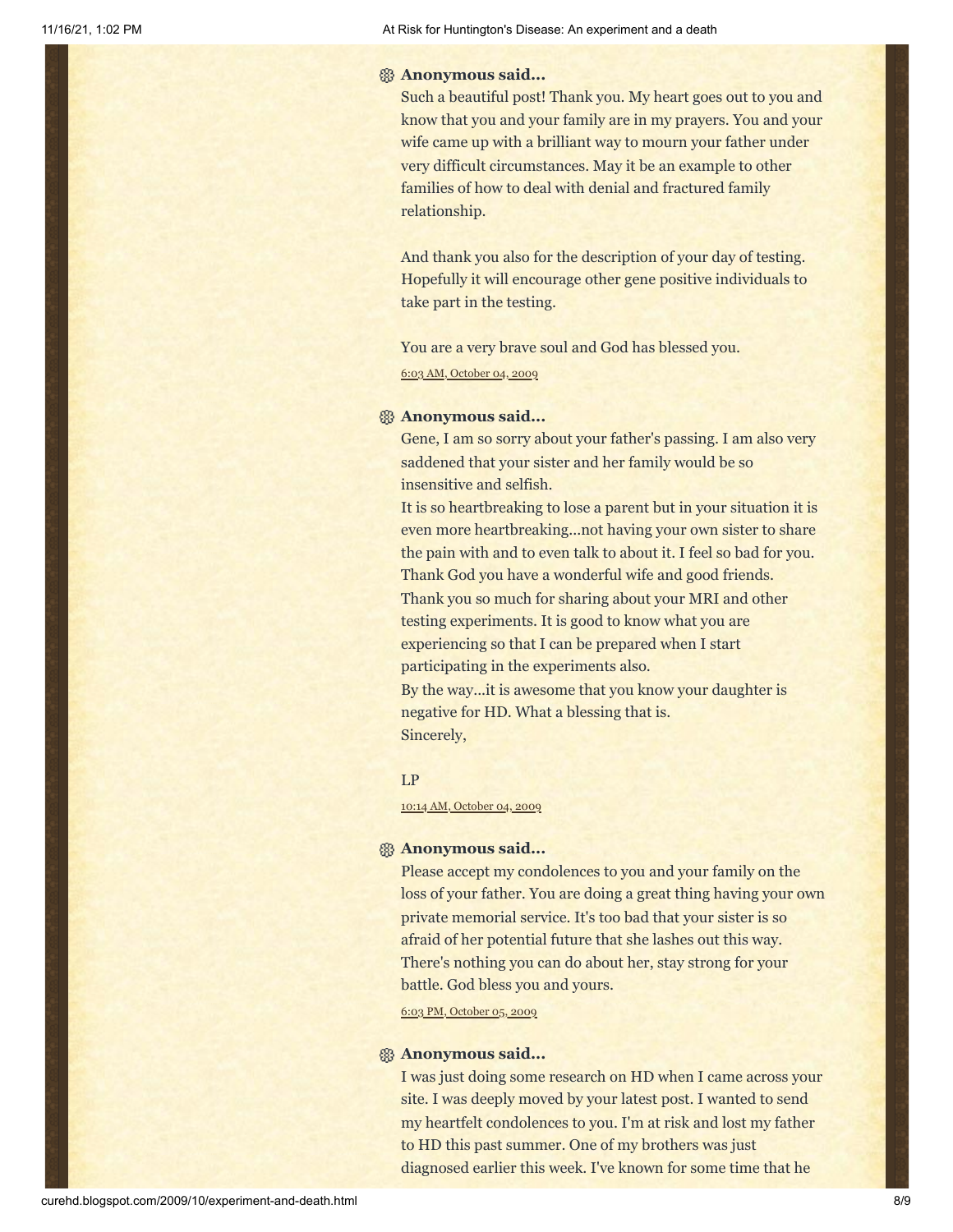**Anonymous said...**

Such a beautiful post! Thank you. My heart goes out to you and know that you and your family are in my prayers. You and your wife came up with a brilliant way to mourn your father under very difficult circumstances. May it be an example to other families of how to deal with denial and fractured family relationship.

And thank you also for the description of your day of testing. Hopefully it will encourage other gene positive individuals to take part in the testing.

You are a very brave soul and God has blessed you.

6:03 AM, October 04, 2009

**Anonymous said...**

Gene, I am so sorry about your father's passing. I am also very saddened that your sister and her family would be so insensitive and selfish.
It is so heartbreaking to lose a parent but in your situation it is even more heartbreaking...not having your own sister to share the pain with and to even talk to about it. I feel so bad for you. Thank God you have a wonderful wife and good friends.
Thank you so much for sharing about your MRI and other testing experiments. It is good to know what you are experiencing so that I can be prepared when I start participating in the experiments also.
By the way...it is awesome that you know your daughter is negative for HD. What a blessing that is.
Sincerely,

LP

10:14 AM, October 04, 2009

**Anonymous said...**

Please accept my condolences to you and your family on the loss of your father. You are doing a great thing having your own private memorial service. It's too bad that your sister is so afraid of her potential future that she lashes out this way. There's nothing you can do about her, stay strong for your battle. God bless you and yours.

6:03 PM, October 05, 2009

**Anonymous said...**

I was just doing some research on HD when I came across your site. I was deeply moved by your latest post. I wanted to send my heartfelt condolences to you. I'm at risk and lost my father to HD this past summer. One of my brothers was just diagnosed earlier this week. I've known for some time that he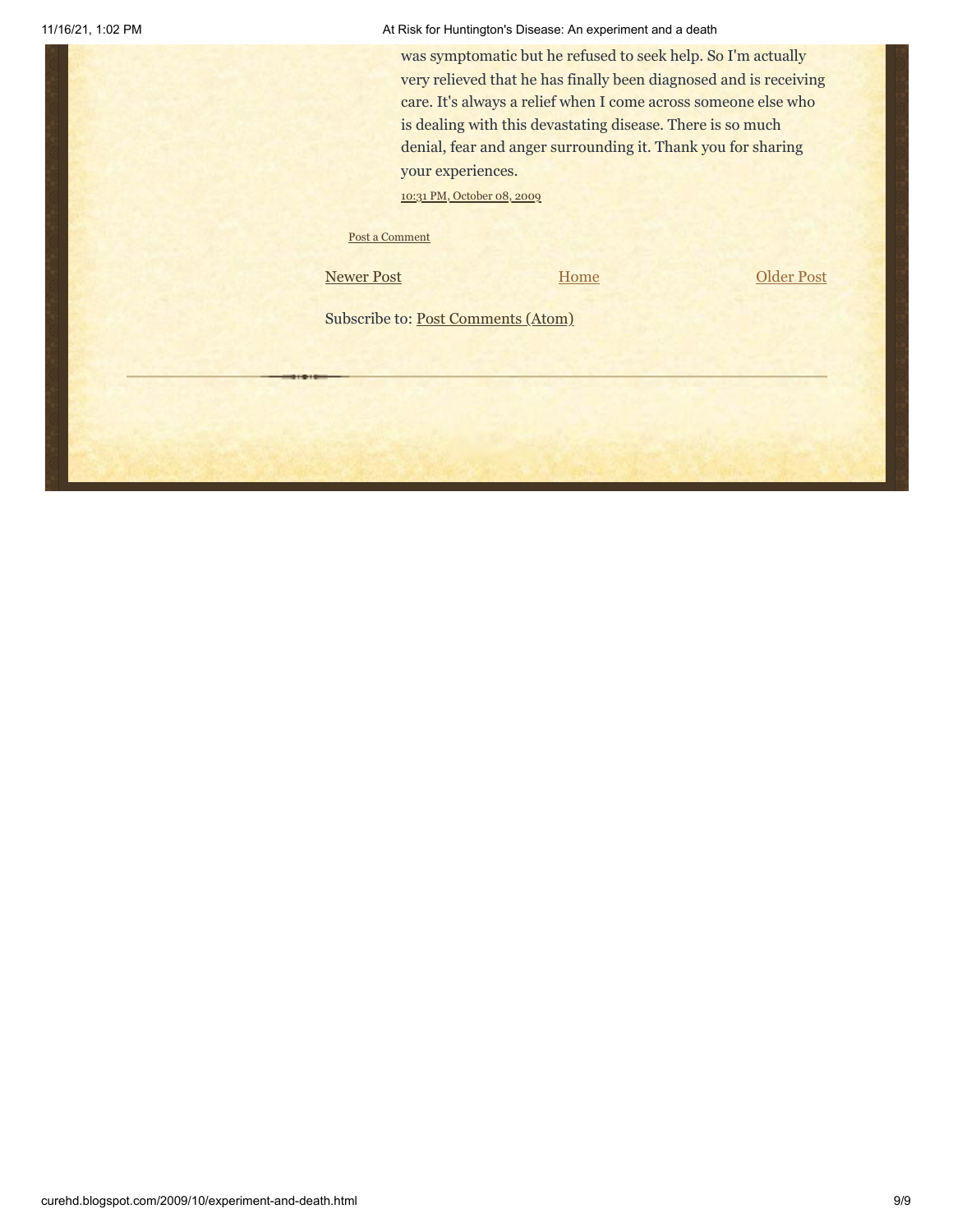was symptomatic but he refused to seek help. So I'm actually very relieved that he has finally been diagnosed and is receiving care. It's always a relief when I come across someone else who is dealing with this devastating disease. There is so much denial, fear and anger surrounding it. Thank you for sharing your experiences.

10:31 PM, October 08, 2009

Post a Comment

Newer Post　　Home　　Older Post

Subscribe to: Post Comments (Atom)